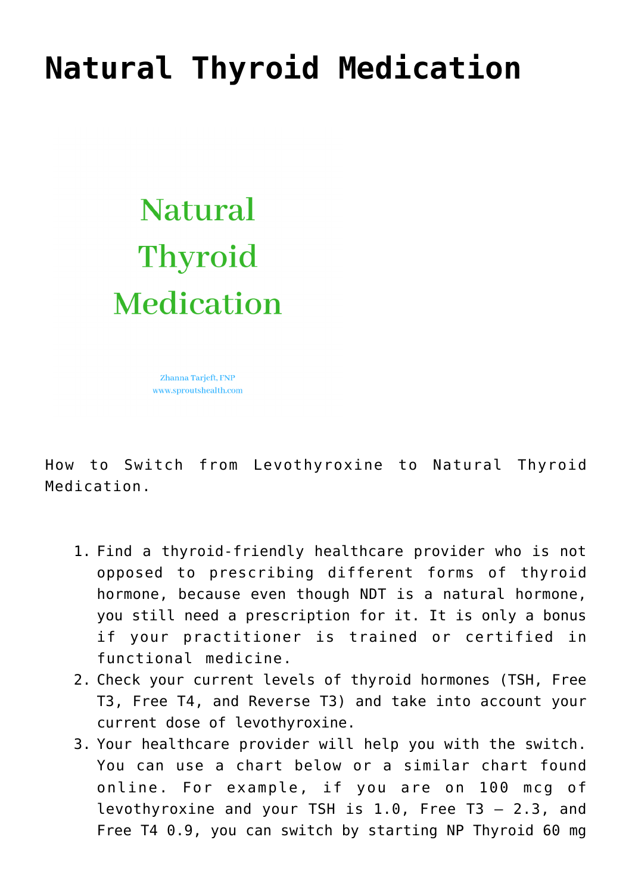# Natural Thyroid Medication

Natural

Thyroid

Medication

Zhanna Tarjeft, FNP
www.sproutshealth.com

How to Switch from Levothyroxine to Natural Thyroid Medication.

1. Find a thyroid-friendly healthcare provider who is not opposed to prescribing different forms of thyroid hormone, because even though NDT is a natural hormone, you still need a prescription for it. It is only a bonus if your practitioner is trained or certified in functional medicine.
2. Check your current levels of thyroid hormones (TSH, Free T3, Free T4, and Reverse T3) and take into account your current dose of levothyroxine.
3. Your healthcare provider will help you with the switch. You can use a chart below or a similar chart found online. For example, if you are on 100 mcg of levothyroxine and your TSH is 1.0, Free T3 – 2.3, and Free T4 0.9, you can switch by starting NP Thyroid 60 mg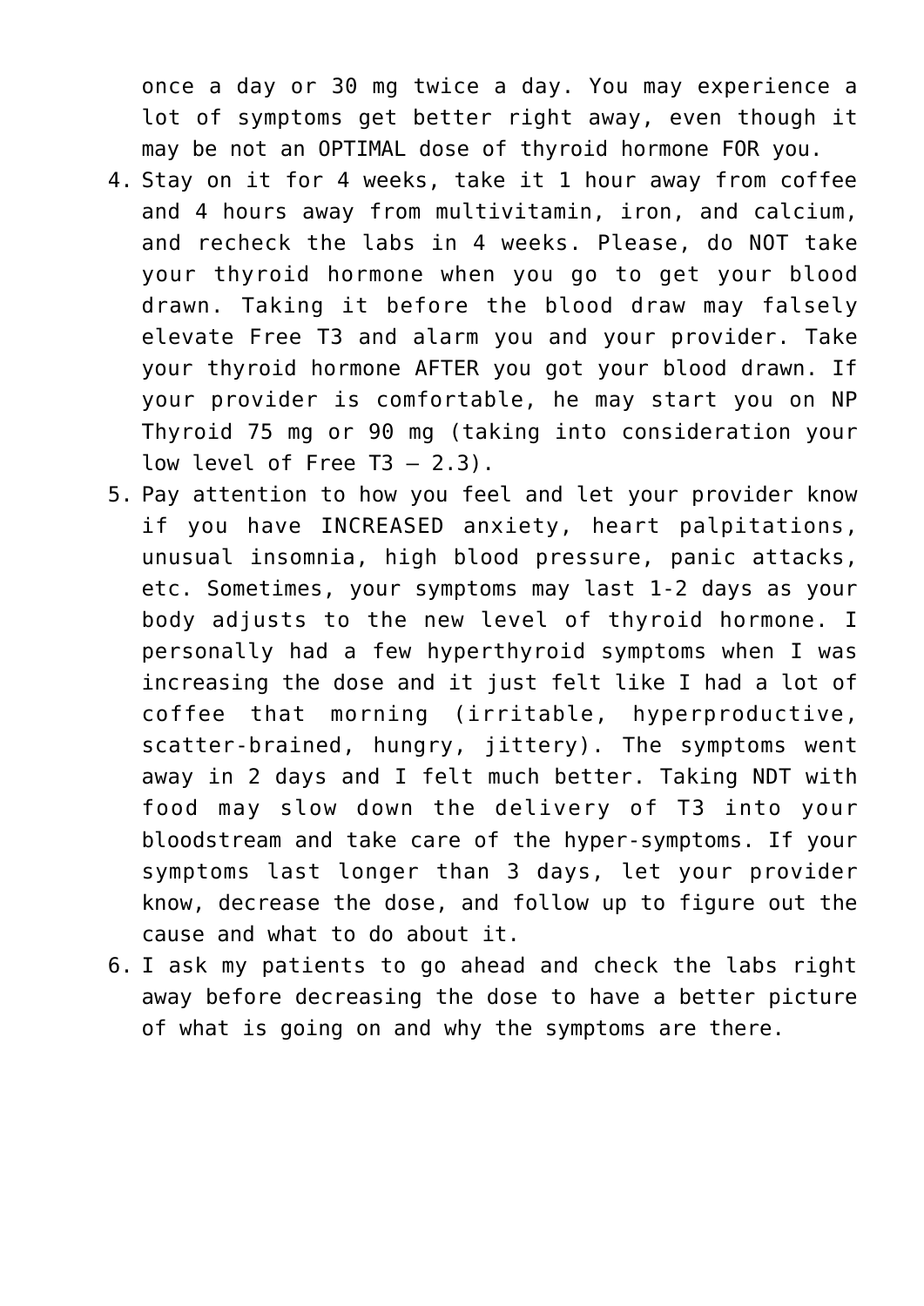once a day or 30 mg twice a day. You may experience a lot of symptoms get better right away, even though it may be not an OPTIMAL dose of thyroid hormone FOR you.

4. Stay on it for 4 weeks, take it 1 hour away from coffee and 4 hours away from multivitamin, iron, and calcium, and recheck the labs in 4 weeks. Please, do NOT take your thyroid hormone when you go to get your blood drawn. Taking it before the blood draw may falsely elevate Free T3 and alarm you and your provider. Take your thyroid hormone AFTER you got your blood drawn. If your provider is comfortable, he may start you on NP Thyroid 75 mg or 90 mg (taking into consideration your low level of Free T3 – 2.3).
5. Pay attention to how you feel and let your provider know if you have INCREASED anxiety, heart palpitations, unusual insomnia, high blood pressure, panic attacks, etc. Sometimes, your symptoms may last 1-2 days as your body adjusts to the new level of thyroid hormone. I personally had a few hyperthyroid symptoms when I was increasing the dose and it just felt like I had a lot of coffee that morning (irritable, hyperproductive, scatter-brained, hungry, jittery). The symptoms went away in 2 days and I felt much better. Taking NDT with food may slow down the delivery of T3 into your bloodstream and take care of the hyper-symptoms. If your symptoms last longer than 3 days, let your provider know, decrease the dose, and follow up to figure out the cause and what to do about it.
6. I ask my patients to go ahead and check the labs right away before decreasing the dose to have a better picture of what is going on and why the symptoms are there.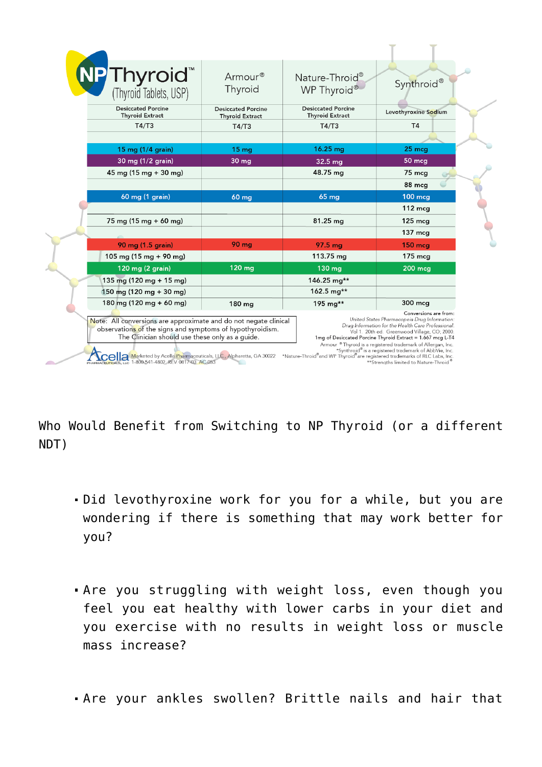| NP Thyroid™ (Thyroid Tablets, USP) | Armour® Thyroid | Nature-Throid® WP Thyroid® | Synthroid® |
|---|---|---|---|
| Desiccated Porcine Thyroid Extract | Desiccated Porcine Thyroid Extract | Desiccated Porcine Thyroid Extract | Levothyroxine Sodium |
| T4/T3 | T4/T3 | T4/T3 | T4 |
| | | | |
| 15 mg (1/4 grain) | 15 mg | 16.25 mg | 25 mcg |
| 30 mg (1/2 grain) | 30 mg | 32.5 mg | 50 mcg |
| 45 mg (15 mg + 30 mg) | | 48.75 mg | 75 mcg |
| | | | 88 mcg |
| 60 mg (1 grain) | 60 mg | 65 mg | 100 mcg |
| | | | 112 mcg |
| 75 mg (15 mg + 60 mg) | | 81.25 mg | 125 mcg |
| | | | 137 mcg |
| 90 mg (1.5 grain) | 90 mg | 97.5 mg | 150 mcg |
| 105 mg (15 mg + 90 mg) | | 113.75 mg | 175 mcg |
| 120 mg (2 grain) | 120 mg | 130 mg | 200 mcg |
| 135 mg (120 mg + 15 mg) | | 146.25 mg** | |
| 150 mg (120 mg + 30 mg) | | 162.5 mg** | |
| 180 mg (120 mg + 60 mg) | 180 mg | 195 mg** | 300 mcg |

Note: All conversions are approximate and do not negate clinical observations of the signs and symptoms of hypothyroidism. The Clinician should use these only as a guide.

Conversions are from: *United States Pharmacopeia Drug Information: Drug Information for the Health Care Professional.* Vol 1. 20th ed. Greenwood Village, CO; 2000.
1mg of Desiccated Porcine Thyroid Extract = 1.667 mcg L-T4
Armour ® Thyroid is a registered trademark of Allergan, Inc.
*Synthroid® is a registered trademark of AbbVie, Inc.
*Nature-Throid® and WP Thyroid® are registered trademarks of RLC Labs, Inc.
**Strengths limited to Nature-Throid®

Acella Pharmaceuticals, LLC — Marketed by Acella Pharmaceuticals, LLC, Alpharetta, GA 30022 1-800-541-4802 REV 0817-03 AC 053

Who Would Benefit from Switching to NP Thyroid (or a different NDT)

- Did levothyroxine work for you for a while, but you are wondering if there is something that may work better for you?
- Are you struggling with weight loss, even though you feel you eat healthy with lower carbs in your diet and you exercise with no results in weight loss or muscle mass increase?
- Are your ankles swollen? Brittle nails and hair that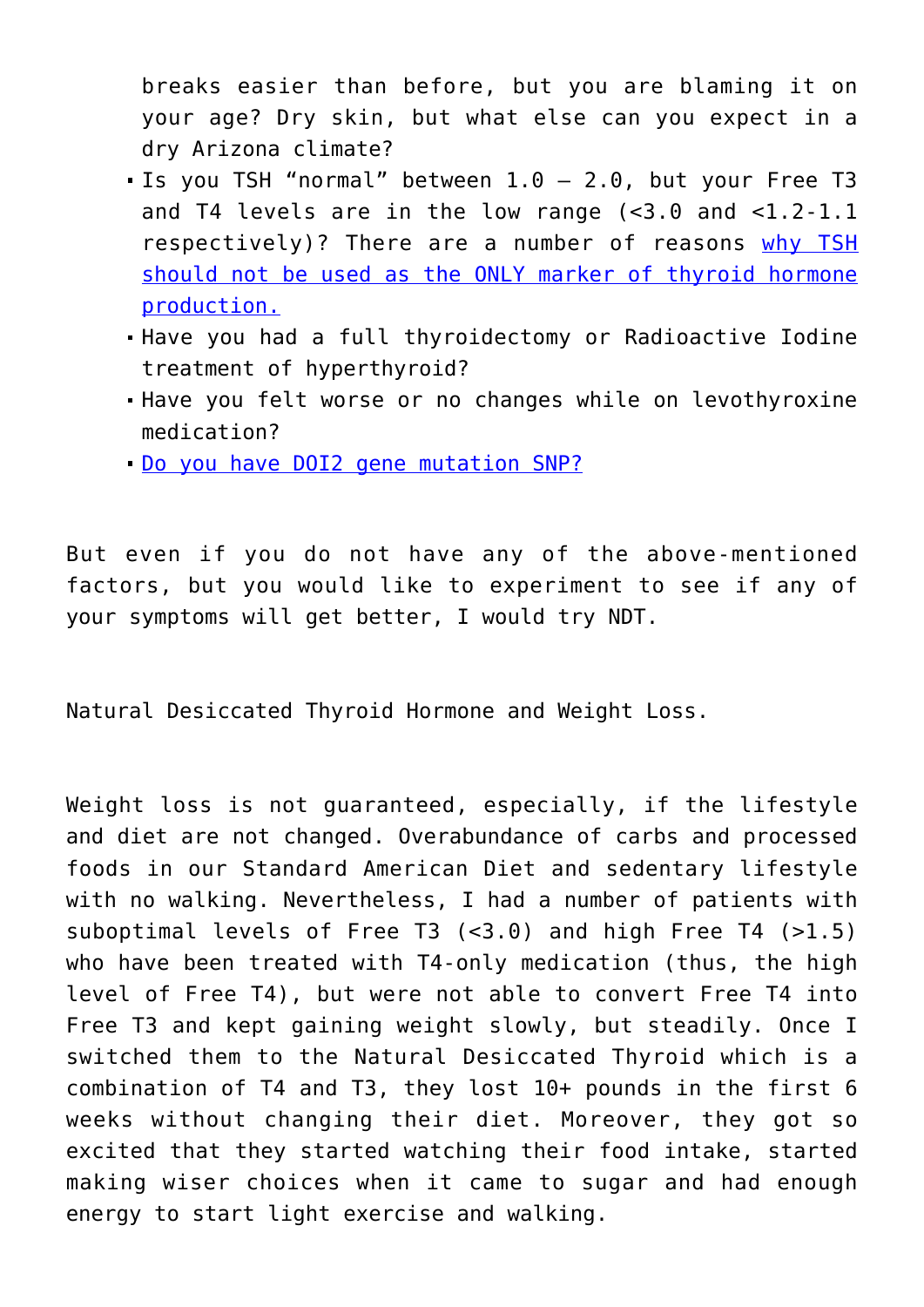breaks easier than before, but you are blaming it on your age? Dry skin, but what else can you expect in a dry Arizona climate?

- Is you TSH "normal" between 1.0 – 2.0, but your Free T3 and T4 levels are in the low range (<3.0 and <1.2-1.1 respectively)? There are a number of reasons [why TSH should not be used as the ONLY marker of thyroid hormone production.]
- Have you had a full thyroidectomy or Radioactive Iodine treatment of hyperthyroid?
- Have you felt worse or no changes while on levothyroxine medication?
- [Do you have DOI2 gene mutation SNP?]

But even if you do not have any of the above-mentioned factors, but you would like to experiment to see if any of your symptoms will get better, I would try NDT.

Natural Desiccated Thyroid Hormone and Weight Loss.

Weight loss is not guaranteed, especially, if the lifestyle and diet are not changed. Overabundance of carbs and processed foods in our Standard American Diet and sedentary lifestyle with no walking. Nevertheless, I had a number of patients with suboptimal levels of Free T3 (<3.0) and high Free T4 (>1.5) who have been treated with T4-only medication (thus, the high level of Free T4), but were not able to convert Free T4 into Free T3 and kept gaining weight slowly, but steadily. Once I switched them to the Natural Desiccated Thyroid which is a combination of T4 and T3, they lost 10+ pounds in the first 6 weeks without changing their diet. Moreover, they got so excited that they started watching their food intake, started making wiser choices when it came to sugar and had enough energy to start light exercise and walking.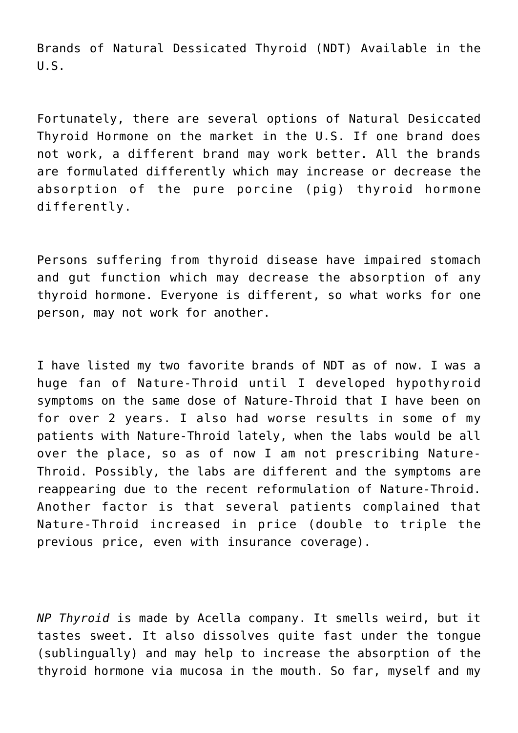# Brands of Natural Dessicated Thyroid (NDT) Available in the U.S.

Fortunately, there are several options of Natural Desiccated Thyroid Hormone on the market in the U.S. If one brand does not work, a different brand may work better. All the brands are formulated differently which may increase or decrease the absorption of the pure porcine (pig) thyroid hormone differently.

Persons suffering from thyroid disease have impaired stomach and gut function which may decrease the absorption of any thyroid hormone. Everyone is different, so what works for one person, may not work for another.

I have listed my two favorite brands of NDT as of now. I was a huge fan of Nature-Throid until I developed hypothyroid symptoms on the same dose of Nature-Throid that I have been on for over 2 years. I also had worse results in some of my patients with Nature-Throid lately, when the labs would be all over the place, so as of now I am not prescribing Nature-Throid. Possibly, the labs are different and the symptoms are reappearing due to the recent reformulation of Nature-Throid. Another factor is that several patients complained that Nature-Throid increased in price (double to triple the previous price, even with insurance coverage).

*NP Thyroid* is made by Acella company. It smells weird, but it tastes sweet. It also dissolves quite fast under the tongue (sublingually) and may help to increase the absorption of the thyroid hormone via mucosa in the mouth. So far, myself and my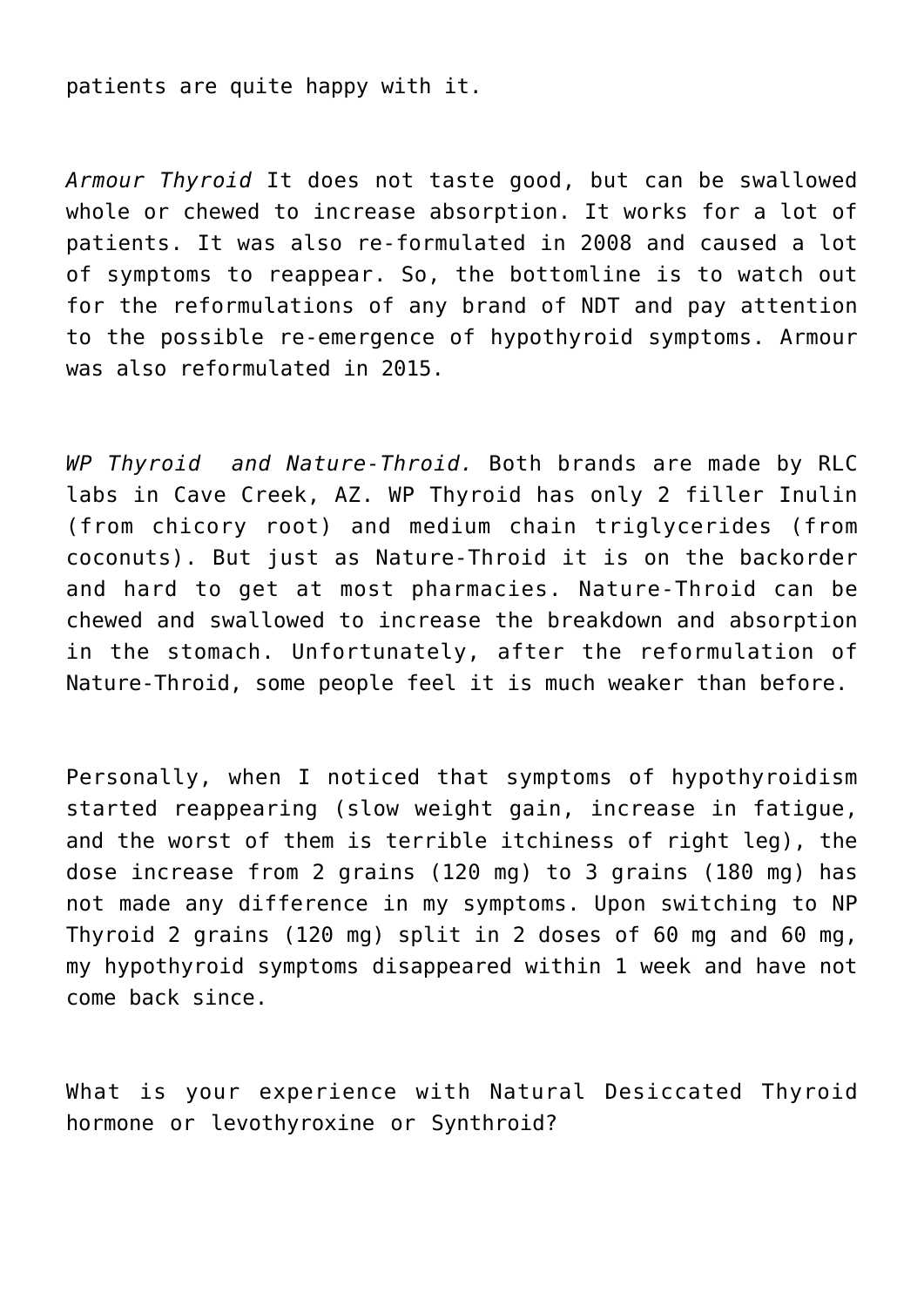patients are quite happy with it.

*Armour Thyroid* It does not taste good, but can be swallowed whole or chewed to increase absorption. It works for a lot of patients. It was also re-formulated in 2008 and caused a lot of symptoms to reappear. So, the bottomline is to watch out for the reformulations of any brand of NDT and pay attention to the possible re-emergence of hypothyroid symptoms. Armour was also reformulated in 2015.

*WP Thyroid and Nature-Throid.* Both brands are made by RLC labs in Cave Creek, AZ. WP Thyroid has only 2 filler Inulin (from chicory root) and medium chain triglycerides (from coconuts). But just as Nature-Throid it is on the backorder and hard to get at most pharmacies. Nature-Throid can be chewed and swallowed to increase the breakdown and absorption in the stomach. Unfortunately, after the reformulation of Nature-Throid, some people feel it is much weaker than before.

Personally, when I noticed that symptoms of hypothyroidism started reappearing (slow weight gain, increase in fatigue, and the worst of them is terrible itchiness of right leg), the dose increase from 2 grains (120 mg) to 3 grains (180 mg) has not made any difference in my symptoms. Upon switching to NP Thyroid 2 grains (120 mg) split in 2 doses of 60 mg and 60 mg, my hypothyroid symptoms disappeared within 1 week and have not come back since.

What is your experience with Natural Desiccated Thyroid hormone or levothyroxine or Synthroid?